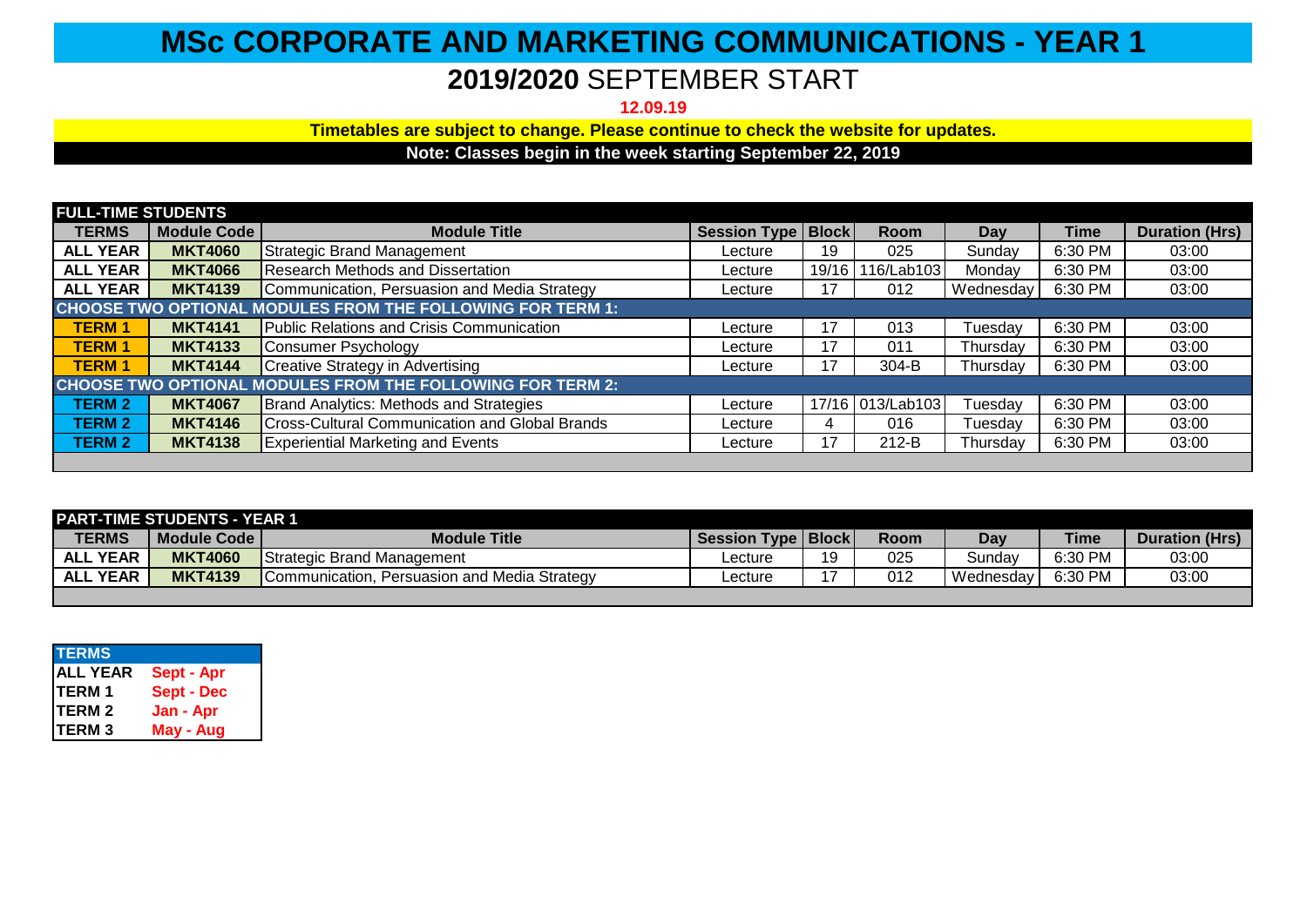# MSc CORPORATE AND MARKETING COMMUNICATIONS - YEAR 1

## **2019/2020** SEPTEMBER START

**12.09.19**

**Timetables are subject to change. Please continue to check the website for updates.**

**Note: Classes begin in the week starting September 22, 2019**

**FULL-TIME STUDENTS**

| TERMS | Module Code | Module Title | Session Type | Block | Room | Day | Time | Duration (Hrs) |
|---|---|---|---|---|---|---|---|---|
| ALL YEAR | MKT4060 | Strategic Brand Management | Lecture | 19 | 025 | Sunday | 6:30 PM | 03:00 |
| ALL YEAR | MKT4066 | Research Methods and Dissertation | Lecture | 19/16 | 116/Lab103 | Monday | 6:30 PM | 03:00 |
| ALL YEAR | MKT4139 | Communication, Persuasion and Media Strategy | Lecture | 17 | 012 | Wednesday | 6:30 PM | 03:00 |
| **CHOOSE TWO OPTIONAL MODULES FROM THE FOLLOWING FOR TERM 1:** | | | | | | | | |
| TERM 1 | MKT4141 | Public Relations and Crisis Communication | Lecture | 17 | 013 | Tuesday | 6:30 PM | 03:00 |
| TERM 1 | MKT4133 | Consumer Psychology | Lecture | 17 | 011 | Thursday | 6:30 PM | 03:00 |
| TERM 1 | MKT4144 | Creative Strategy in Advertising | Lecture | 17 | 304-B | Thursday | 6:30 PM | 03:00 |
| **CHOOSE TWO OPTIONAL MODULES FROM THE FOLLOWING FOR TERM 2:** | | | | | | | | |
| TERM 2 | MKT4067 | Brand Analytics: Methods and Strategies | Lecture | 17/16 | 013/Lab103 | Tuesday | 6:30 PM | 03:00 |
| TERM 2 | MKT4146 | Cross-Cultural Communication and Global Brands | Lecture | 4 | 016 | Tuesday | 6:30 PM | 03:00 |
| TERM 2 | MKT4138 | Experiential Marketing and Events | Lecture | 17 | 212-B | Thursday | 6:30 PM | 03:00 |

**PART-TIME STUDENTS - YEAR 1**

| TERMS | Module Code | Module Title | Session Type | Block | Room | Day | Time | Duration (Hrs) |
|---|---|---|---|---|---|---|---|---|
| ALL YEAR | MKT4060 | Strategic Brand Management | Lecture | 19 | 025 | Sunday | 6:30 PM | 03:00 |
| ALL YEAR | MKT4139 | Communication, Persuasion and Media Strategy | Lecture | 17 | 012 | Wednesday | 6:30 PM | 03:00 |

| TERMS | |
|---|---|
| ALL YEAR | Sept - Apr |
| TERM 1 | Sept - Dec |
| TERM 2 | Jan - Apr |
| TERM 3 | May - Aug |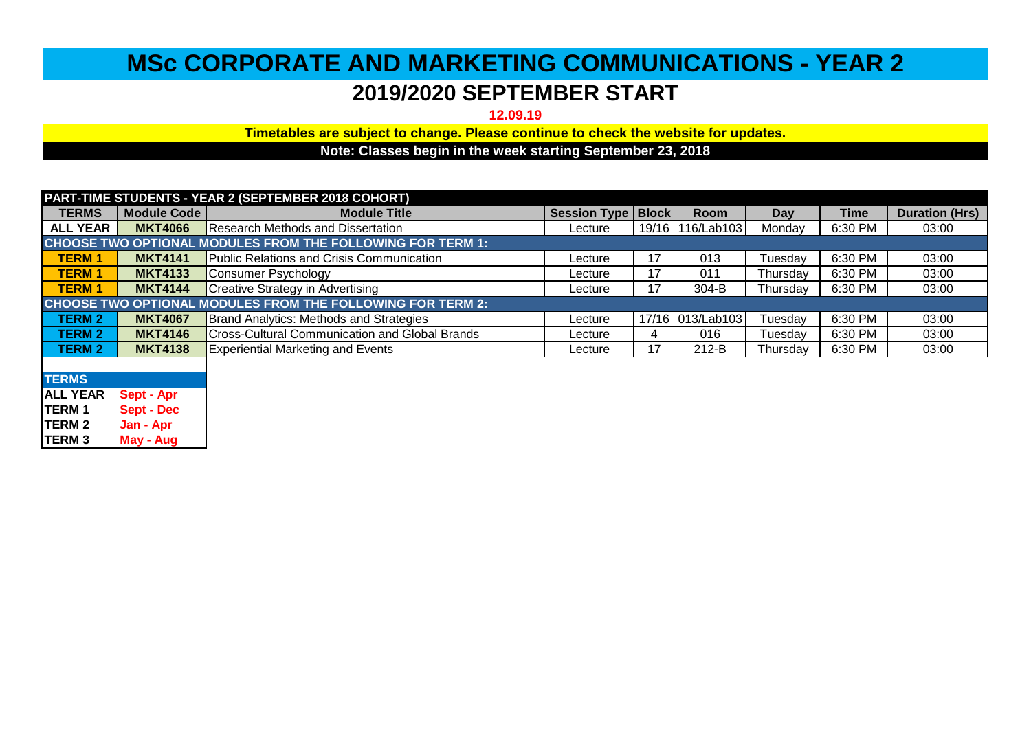# MSc CORPORATE AND MARKETING COMMUNICATIONS - YEAR 2

## 2019/2020 SEPTEMBER START

**12.09.19**

**Timetables are subject to change. Please continue to check the website for updates.**

**Note: Classes begin in the week starting September 23, 2018**

**PART-TIME STUDENTS - YEAR 2 (SEPTEMBER 2018 COHORT)**

| TERMS | Module Code | Module Title | Session Type | Block | Room | Day | Time | Duration (Hrs) |
|---|---|---|---|---|---|---|---|---|
| ALL YEAR | MKT4066 | Research Methods and Dissertation | Lecture | 19/16 | 116/Lab103 | Monday | 6:30 PM | 03:00 |
| **CHOOSE TWO OPTIONAL MODULES FROM THE FOLLOWING FOR TERM 1:** | | | | | | | | |
| TERM 1 | MKT4141 | Public Relations and Crisis Communication | Lecture | 17 | 013 | Tuesday | 6:30 PM | 03:00 |
| TERM 1 | MKT4133 | Consumer Psychology | Lecture | 17 | 011 | Thursday | 6:30 PM | 03:00 |
| TERM 1 | MKT4144 | Creative Strategy in Advertising | Lecture | 17 | 304-B | Thursday | 6:30 PM | 03:00 |
| **CHOOSE TWO OPTIONAL MODULES FROM THE FOLLOWING FOR TERM 2:** | | | | | | | | |
| TERM 2 | MKT4067 | Brand Analytics: Methods and Strategies | Lecture | 17/16 | 013/Lab103 | Tuesday | 6:30 PM | 03:00 |
| TERM 2 | MKT4146 | Cross-Cultural Communication and Global Brands | Lecture | 4 | 016 | Tuesday | 6:30 PM | 03:00 |
| TERM 2 | MKT4138 | Experiential Marketing and Events | Lecture | 17 | 212-B | Thursday | 6:30 PM | 03:00 |

| TERMS | |
|---|---|
| ALL YEAR | Sept - Apr |
| TERM 1 | Sept - Dec |
| TERM 2 | Jan - Apr |
| TERM 3 | May - Aug |